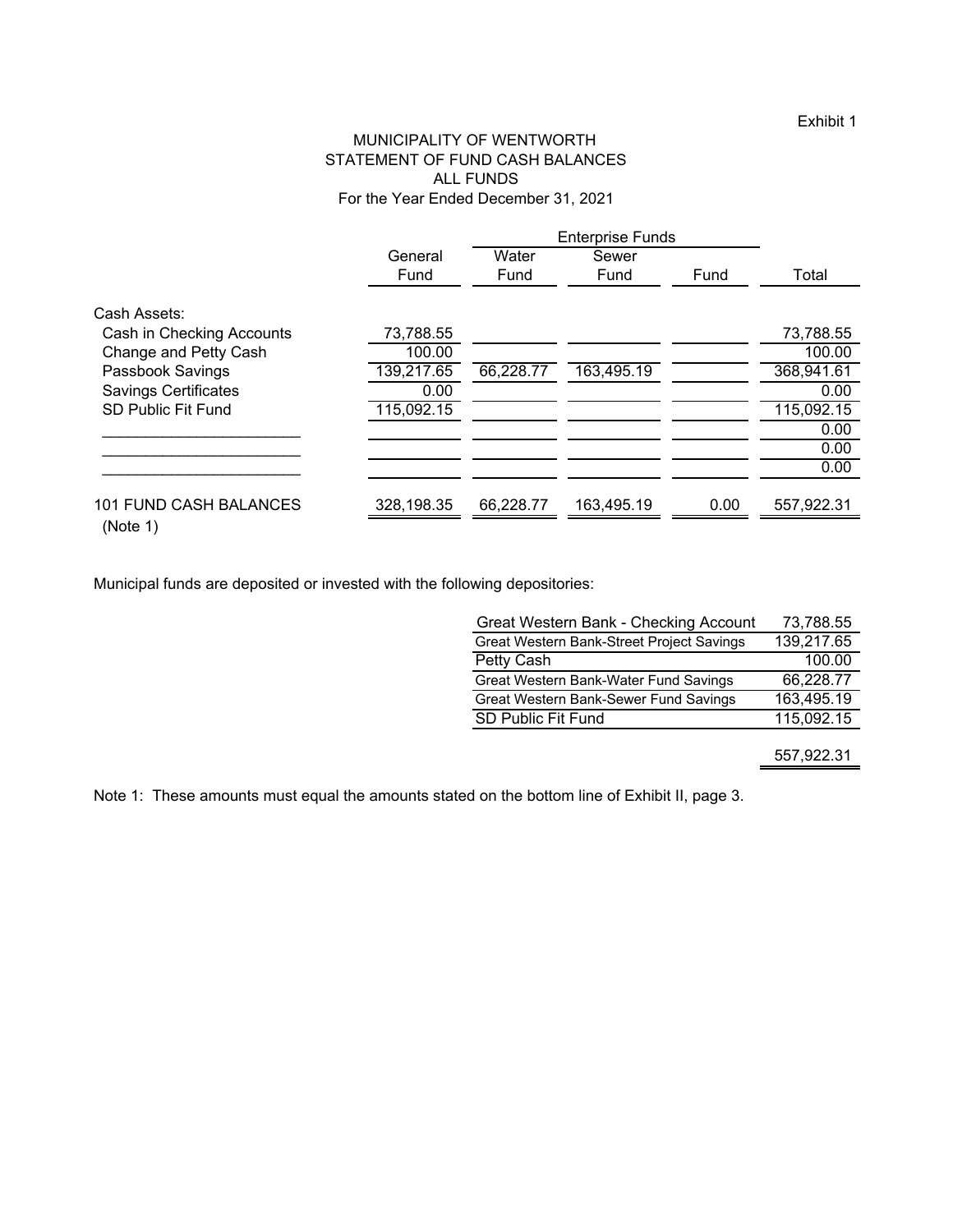Exhibit 1

# MUNICIPALITY OF WENTWORTH
## STATEMENT OF FUND CASH BALANCES
## ALL FUNDS
### For the Year Ended December 31, 2021

| | | Enterprise Funds | | | |
|---|---|---|---|---|---|
| | General Fund | Water Fund | Sewer Fund | Fund | Total |
| Cash Assets: | | | | | |
| Cash in Checking Accounts | 73,788.55 | | | | 73,788.55 |
| Change and Petty Cash | 100.00 | | | | 100.00 |
| Passbook Savings | 139,217.65 | 66,228.77 | 163,495.19 | | 368,941.61 |
| Savings Certificates | 0.00 | | | | 0.00 |
| SD Public Fit Fund | 115,092.15 | | | | 115,092.15 |
| ______________________ | | | | | 0.00 |
| ______________________ | | | | | 0.00 |
| ______________________ | | | | | 0.00 |
| 101 FUND CASH BALANCES (Note 1) | 328,198.35 | 66,228.77 | 163,495.19 | 0.00 | 557,922.31 |

Municipal funds are deposited or invested with the following depositories:

| Depository | Amount |
|---|---|
| Great Western Bank - Checking Account | 73,788.55 |
| Great Western Bank-Street Project Savings | 139,217.65 |
| Petty Cash | 100.00 |
| Great Western Bank-Water Fund Savings | 66,228.77 |
| Great Western Bank-Sewer Fund Savings | 163,495.19 |
| SD Public Fit Fund | 115,092.15 |
| | 557,922.31 |

Note 1: These amounts must equal the amounts stated on the bottom line of Exhibit II, page 3.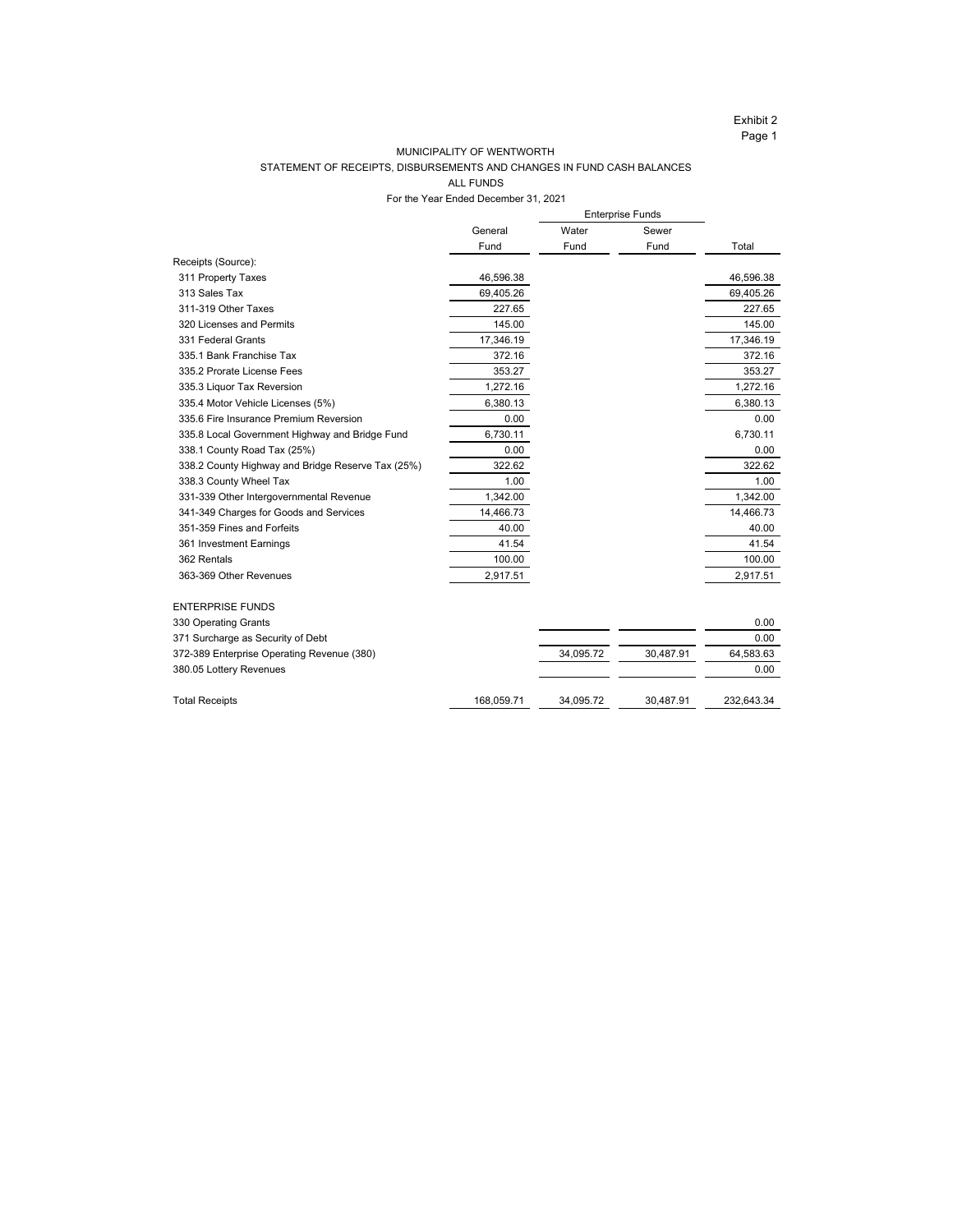Exhibit 2

MUNICIPALITY OF WENTWORTH

STATEMENT OF RECEIPTS, DISBURSEMENTS AND CHANGES IN FUND CASH BALANCES

ALL FUNDS

For the Year Ended December 31, 2021

| | | Enterprise Funds | | |
|---|---|---|---|---|
| | General Fund | Water Fund | Sewer Fund | Total |
| Receipts (Source): | | | | |
| 311 Property Taxes | 46,596.38 | | | 46,596.38 |
| 313 Sales Tax | 69,405.26 | | | 69,405.26 |
| 311-319 Other Taxes | 227.65 | | | 227.65 |
| 320 Licenses and Permits | 145.00 | | | 145.00 |
| 331 Federal Grants | 17,346.19 | | | 17,346.19 |
| 335.1 Bank Franchise Tax | 372.16 | | | 372.16 |
| 335.2 Prorate License Fees | 353.27 | | | 353.27 |
| 335.3 Liquor Tax Reversion | 1,272.16 | | | 1,272.16 |
| 335.4 Motor Vehicle Licenses (5%) | 6,380.13 | | | 6,380.13 |
| 335.6 Fire Insurance Premium Reversion | 0.00 | | | 0.00 |
| 335.8 Local Government Highway and Bridge Fund | 6,730.11 | | | 6,730.11 |
| 338.1 County Road Tax (25%) | 0.00 | | | 0.00 |
| 338.2 County Highway and Bridge Reserve Tax (25%) | 322.62 | | | 322.62 |
| 338.3 County Wheel Tax | 1.00 | | | 1.00 |
| 331-339 Other Intergovernmental Revenue | 1,342.00 | | | 1,342.00 |
| 341-349 Charges for Goods and Services | 14,466.73 | | | 14,466.73 |
| 351-359 Fines and Forfeits | 40.00 | | | 40.00 |
| 361 Investment Earnings | 41.54 | | | 41.54 |
| 362 Rentals | 100.00 | | | 100.00 |
| 363-369 Other Revenues | 2,917.51 | | | 2,917.51 |
| ENTERPRISE FUNDS | | | | |
| 330 Operating Grants | | | | 0.00 |
| 371 Surcharge as Security of Debt | | | | 0.00 |
| 372-389 Enterprise Operating Revenue (380) | | 34,095.72 | 30,487.91 | 64,583.63 |
| 380.05 Lottery Revenues | | | | 0.00 |
| Total Receipts | 168,059.71 | 34,095.72 | 30,487.91 | 232,643.34 |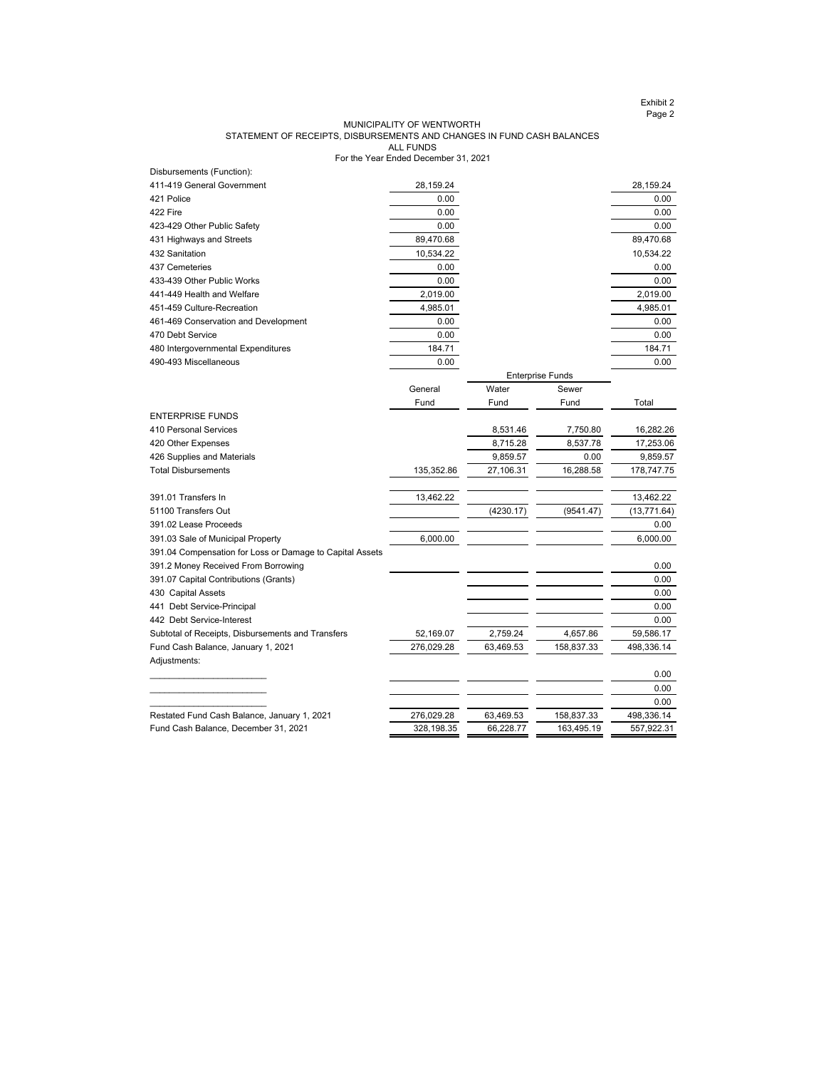MUNICIPALITY OF WENTWORTH
STATEMENT OF RECEIPTS, DISBURSEMENTS AND CHANGES IN FUND CASH BALANCES
ALL FUNDS
For the Year Ended December 31, 2021

| | General Fund | Enterprise Funds: Water Fund | Enterprise Funds: Sewer Fund | Total |
|---|---|---|---|---|
| **Disbursements (Function):** | | | | |
| 411-419 General Government | 28,159.24 | | | 28,159.24 |
| 421 Police | 0.00 | | | 0.00 |
| 422 Fire | 0.00 | | | 0.00 |
| 423-429 Other Public Safety | 0.00 | | | 0.00 |
| 431 Highways and Streets | 89,470.68 | | | 89,470.68 |
| 432 Sanitation | 10,534.22 | | | 10,534.22 |
| 437 Cemeteries | 0.00 | | | 0.00 |
| 433-439 Other Public Works | 0.00 | | | 0.00 |
| 441-449 Health and Welfare | 2,019.00 | | | 2,019.00 |
| 451-459 Culture-Recreation | 4,985.01 | | | 4,985.01 |
| 461-469 Conservation and Development | 0.00 | | | 0.00 |
| 470 Debt Service | 0.00 | | | 0.00 |
| 480 Intergovernmental Expenditures | 184.71 | | | 184.71 |
| 490-493 Miscellaneous | 0.00 | | | 0.00 |
| **ENTERPRISE FUNDS** | | | | |
| 410 Personal Services | | 8,531.46 | 7,750.80 | 16,282.26 |
| 420 Other Expenses | | 8,715.28 | 8,537.78 | 17,253.06 |
| 426 Supplies and Materials | | 9,859.57 | 0.00 | 9,859.57 |
| Total Disbursements | 135,352.86 | 27,106.31 | 16,288.58 | 178,747.75 |
| 391.01 Transfers In | 13,462.22 | | | 13,462.22 |
| 51100 Transfers Out | | (4230.17) | (9541.47) | (13,771.64) |
| 391.02 Lease Proceeds | | | | 0.00 |
| 391.03 Sale of Municipal Property | 6,000.00 | | | 6,000.00 |
| 391.04 Compensation for Loss or Damage to Capital Assets | | | | |
| 391.2 Money Received From Borrowing | | | | 0.00 |
| 391.07 Capital Contributions (Grants) | | | | 0.00 |
| 430 Capital Assets | | | | 0.00 |
| 441 Debt Service-Principal | | | | 0.00 |
| 442 Debt Service-Interest | | | | 0.00 |
| Subtotal of Receipts, Disbursements and Transfers | 52,169.07 | 2,759.24 | 4,657.86 | 59,586.17 |
| Fund Cash Balance, January 1, 2021 | 276,029.28 | 63,469.53 | 158,837.33 | 498,336.14 |
| Adjustments: | | | | |
| ______________________ | | | | 0.00 |
| ______________________ | | | | 0.00 |
| ______________________ | | | | 0.00 |
| Restated Fund Cash Balance, January 1, 2021 | 276,029.28 | 63,469.53 | 158,837.33 | 498,336.14 |
| Fund Cash Balance, December 31, 2021 | 328,198.35 | 66,228.77 | 163,495.19 | 557,922.31 |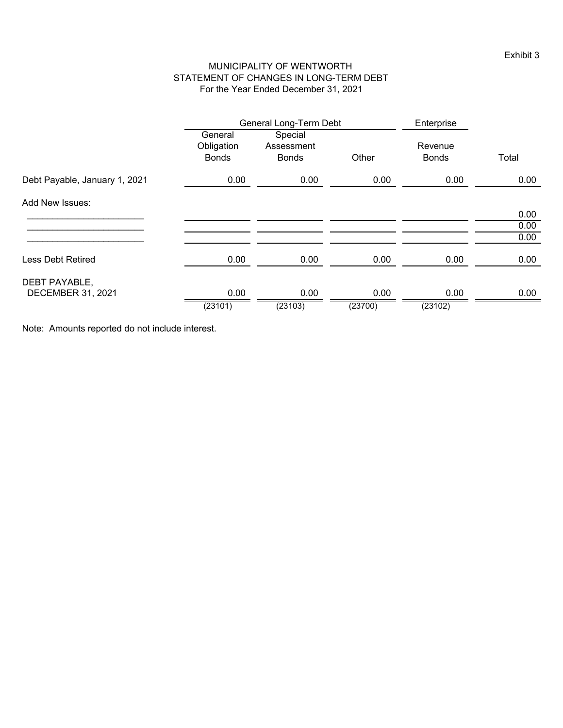Exhibit 3

# MUNICIPALITY OF WENTWORTH
## STATEMENT OF CHANGES IN LONG-TERM DEBT
### For the Year Ended December 31, 2021

| | General Long-Term Debt | | | Enterprise | |
|---|---|---|---|---|---|
| | General Obligation Bonds | Special Assessment Bonds | Other | Revenue Bonds | Total |
| Debt Payable, January 1, 2021 | 0.00 | 0.00 | 0.00 | 0.00 | 0.00 |
| Add New Issues: | | | | | |
| ______________________ | | | | | 0.00 |
| ______________________ | | | | | 0.00 |
| ______________________ | | | | | 0.00 |
| Less Debt Retired | 0.00 | 0.00 | 0.00 | 0.00 | 0.00 |
| DEBT PAYABLE, DECEMBER 31, 2021 | 0.00 | 0.00 | 0.00 | 0.00 | 0.00 |
| | (23101) | (23103) | (23700) | (23102) | |

Note: Amounts reported do not include interest.